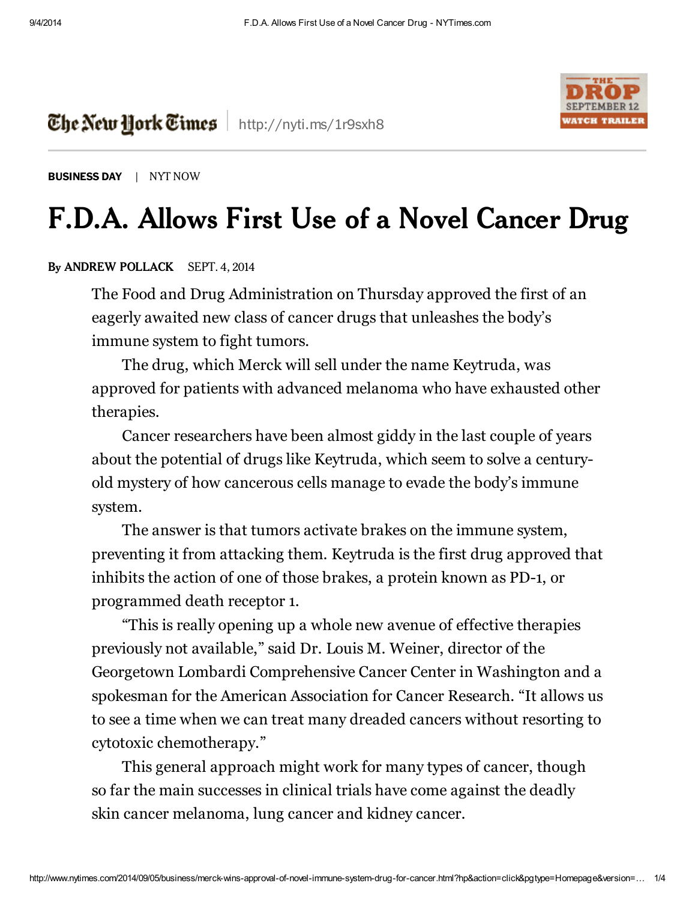The New York Times | http://nyti.ms/1r9sxh8

BUSINESS DAY | NYT NOW

# F.D.A. Allows First Use of a Novel Cancer Drug

By ANDREW POLLACK SEPT. 4, 2014

The Food and Drug Administration on Thursday approved the first of an eagerly awaited new class of cancer drugs that unleashes the body's immune system to fight tumors.

The drug, which Merck will sell under the name Keytruda, was approved for patients with advanced melanoma who have exhausted other therapies.

Cancer researchers have been almost giddy in the last couple of years about the potential of drugs like Keytruda, which seem to solve a century-old mystery of how cancerous cells manage to evade the body's immune system.

The answer is that tumors activate brakes on the immune system, preventing it from attacking them. Keytruda is the first drug approved that inhibits the action of one of those brakes, a protein known as PD-1, or programmed death receptor 1.

"This is really opening up a whole new avenue of effective therapies previously not available," said Dr. Louis M. Weiner, director of the Georgetown Lombardi Comprehensive Cancer Center in Washington and a spokesman for the American Association for Cancer Research. "It allows us to see a time when we can treat many dreaded cancers without resorting to cytotoxic chemotherapy."

This general approach might work for many types of cancer, though so far the main successes in clinical trials have come against the deadly skin cancer melanoma, lung cancer and kidney cancer.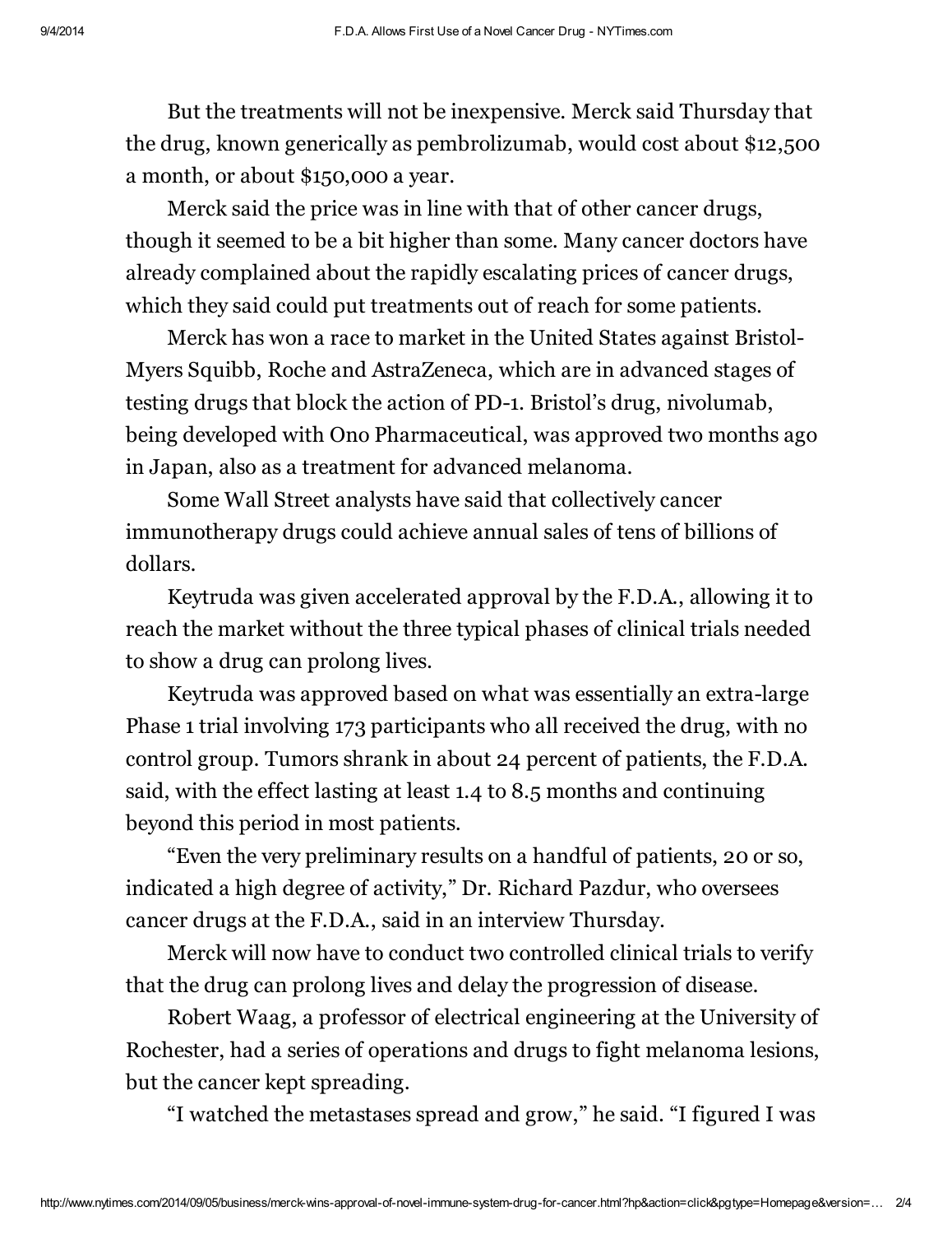But the treatments will not be inexpensive. Merck said Thursday that the drug, known generically as pembrolizumab, would cost about $12,500 a month, or about $150,000 a year.

Merck said the price was in line with that of other cancer drugs, though it seemed to be a bit higher than some. Many cancer doctors have already complained about the rapidly escalating prices of cancer drugs, which they said could put treatments out of reach for some patients.

Merck has won a race to market in the United States against Bristol-Myers Squibb, Roche and AstraZeneca, which are in advanced stages of testing drugs that block the action of PD-1. Bristol's drug, nivolumab, being developed with Ono Pharmaceutical, was approved two months ago in Japan, also as a treatment for advanced melanoma.

Some Wall Street analysts have said that collectively cancer immunotherapy drugs could achieve annual sales of tens of billions of dollars.

Keytruda was given accelerated approval by the F.D.A., allowing it to reach the market without the three typical phases of clinical trials needed to show a drug can prolong lives.

Keytruda was approved based on what was essentially an extra-large Phase 1 trial involving 173 participants who all received the drug, with no control group. Tumors shrank in about 24 percent of patients, the F.D.A. said, with the effect lasting at least 1.4 to 8.5 months and continuing beyond this period in most patients.

"Even the very preliminary results on a handful of patients, 20 or so, indicated a high degree of activity," Dr. Richard Pazdur, who oversees cancer drugs at the F.D.A., said in an interview Thursday.

Merck will now have to conduct two controlled clinical trials to verify that the drug can prolong lives and delay the progression of disease.

Robert Waag, a professor of electrical engineering at the University of Rochester, had a series of operations and drugs to fight melanoma lesions, but the cancer kept spreading.

"I watched the metastases spread and grow," he said. "I figured I was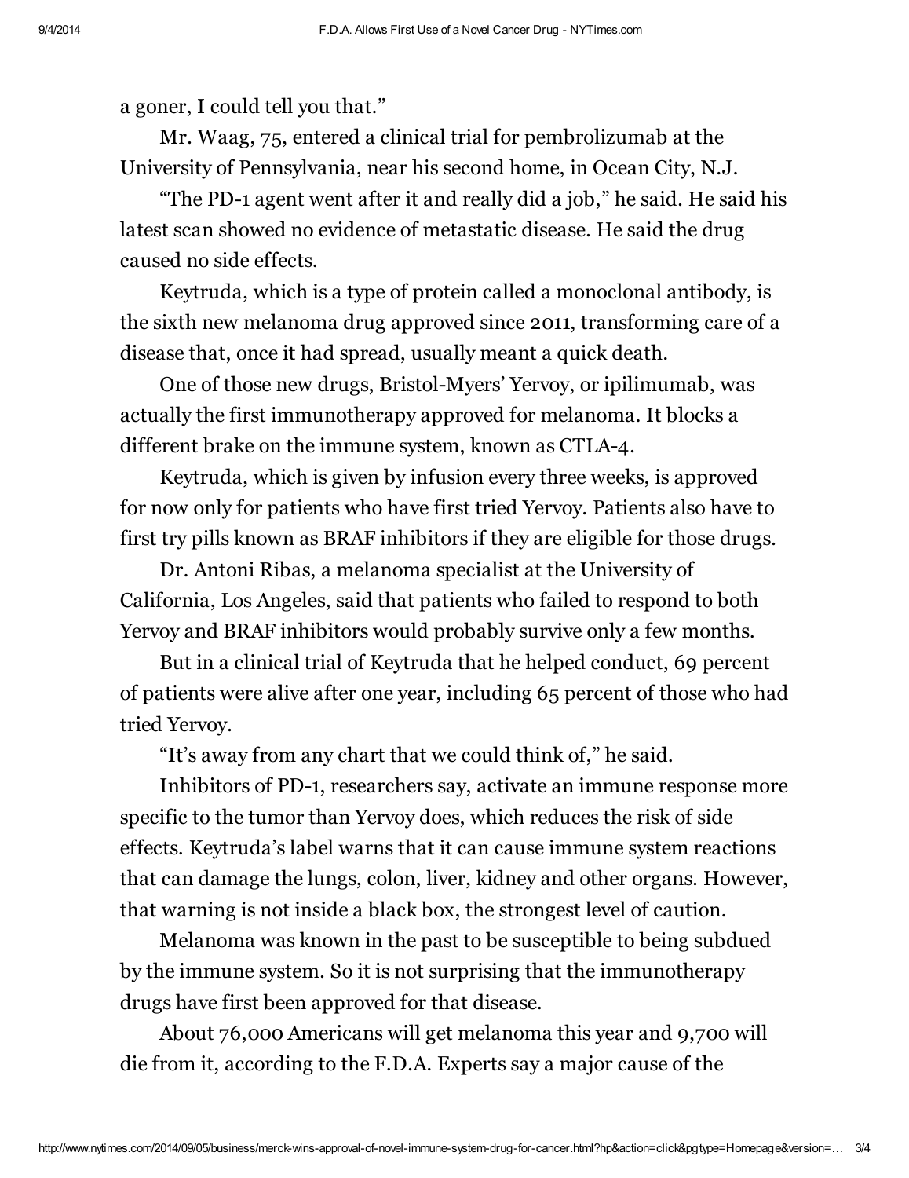a goner, I could tell you that."

Mr. Waag, 75, entered a clinical trial for pembrolizumab at the University of Pennsylvania, near his second home, in Ocean City, N.J.

"The PD-1 agent went after it and really did a job," he said. He said his latest scan showed no evidence of metastatic disease. He said the drug caused no side effects.

Keytruda, which is a type of protein called a monoclonal antibody, is the sixth new melanoma drug approved since 2011, transforming care of a disease that, once it had spread, usually meant a quick death.

One of those new drugs, Bristol-Myers' Yervoy, or ipilimumab, was actually the first immunotherapy approved for melanoma. It blocks a different brake on the immune system, known as CTLA-4.

Keytruda, which is given by infusion every three weeks, is approved for now only for patients who have first tried Yervoy. Patients also have to first try pills known as BRAF inhibitors if they are eligible for those drugs.

Dr. Antoni Ribas, a melanoma specialist at the University of California, Los Angeles, said that patients who failed to respond to both Yervoy and BRAF inhibitors would probably survive only a few months.

But in a clinical trial of Keytruda that he helped conduct, 69 percent of patients were alive after one year, including 65 percent of those who had tried Yervoy.

"It's away from any chart that we could think of," he said.

Inhibitors of PD-1, researchers say, activate an immune response more specific to the tumor than Yervoy does, which reduces the risk of side effects. Keytruda's label warns that it can cause immune system reactions that can damage the lungs, colon, liver, kidney and other organs. However, that warning is not inside a black box, the strongest level of caution.

Melanoma was known in the past to be susceptible to being subdued by the immune system. So it is not surprising that the immunotherapy drugs have first been approved for that disease.

About 76,000 Americans will get melanoma this year and 9,700 will die from it, according to the F.D.A. Experts say a major cause of the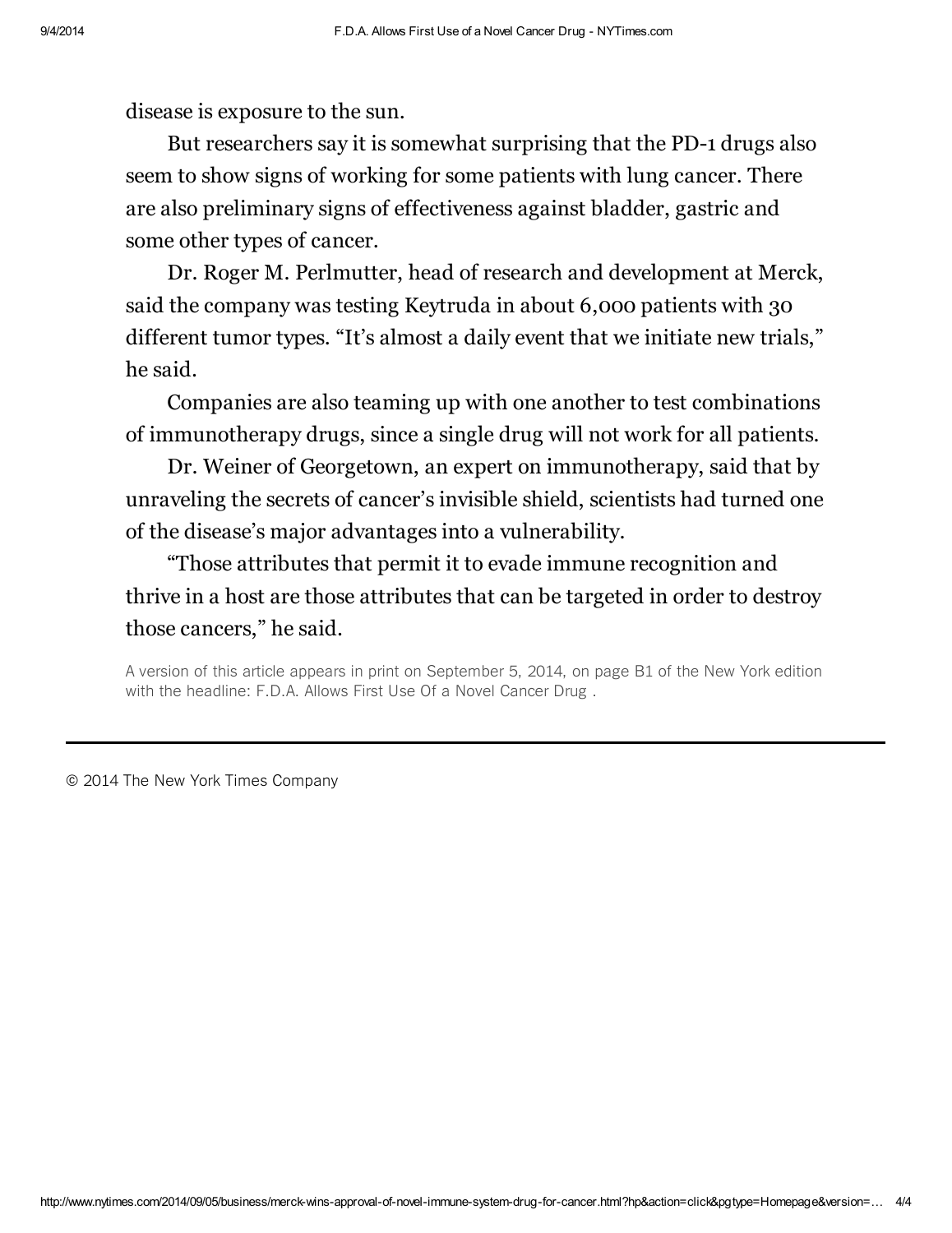disease is exposure to the sun.

But researchers say it is somewhat surprising that the PD-1 drugs also seem to show signs of working for some patients with lung cancer. There are also preliminary signs of effectiveness against bladder, gastric and some other types of cancer.

Dr. Roger M. Perlmutter, head of research and development at Merck, said the company was testing Keytruda in about 6,000 patients with 30 different tumor types. "It's almost a daily event that we initiate new trials," he said.

Companies are also teaming up with one another to test combinations of immunotherapy drugs, since a single drug will not work for all patients.

Dr. Weiner of Georgetown, an expert on immunotherapy, said that by unraveling the secrets of cancer's invisible shield, scientists had turned one of the disease's major advantages into a vulnerability.

"Those attributes that permit it to evade immune recognition and thrive in a host are those attributes that can be targeted in order to destroy those cancers," he said.

A version of this article appears in print on September 5, 2014, on page B1 of the New York edition with the headline: F.D.A. Allows First Use Of a Novel Cancer Drug .

---

© 2014 The New York Times Company